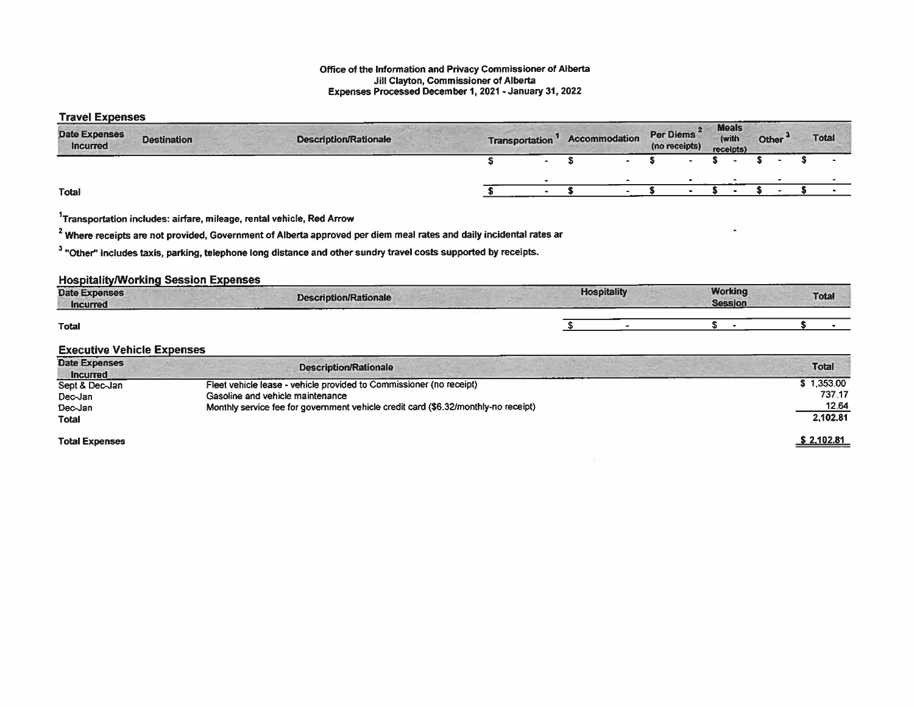**Office of the Information and Privacy Commissioner of Alberta**
**Jill Clayton, Commissioner of Alberta**
**Expenses Processed December 1, 2021 - January 31, 2022**

## Travel Expenses

| Date Expenses Incurred | Destination | Description/Rationale | Transportation [1] | Accommodation | Per Diems [2] (no receipts) | Meals (with receipts) | Other [3] | Total |
|---|---|---|---|---|---|---|---|---|
| | | | $ - | $ - | $ - | $ - | $ - | $ - |
| | | | - | - | - | - | - | - |
| **Total** | | | $ - | $ - | $ - | $ - | $ - | $ - |

[1]Transportation includes: airfare, mileage, rental vehicle, Red Arrow

[2] Where receipts are not provided, Government of Alberta approved per diem meal rates and daily incidental rates ar

[3] "Other" includes taxis, parking, telephone long distance and other sundry travel costs supported by receipts.

## Hospitality/Working Session Expenses

| Date Expenses Incurred | Description/Rationale | Hospitality | Working Session | Total |
|---|---|---|---|---|
| **Total** | | $ - | $ - | $ - |

## Executive Vehicle Expenses

| Date Expenses Incurred | Description/Rationale | Total |
|---|---|---|
| Sept & Dec-Jan | Fleet vehicle lease - vehicle provided to Commissioner (no receipt) | $ 1,353.00 |
| Dec-Jan | Gasoline and vehicle maintenance | 737.17 |
| Dec-Jan | Monthly service fee for government vehicle credit card ($6.32/monthly-no receipt) | 12.64 |
| **Total** | | 2,102.81 |

| | | |
|---|---|---|
| **Total Expenses** | | $ 2,102.81 |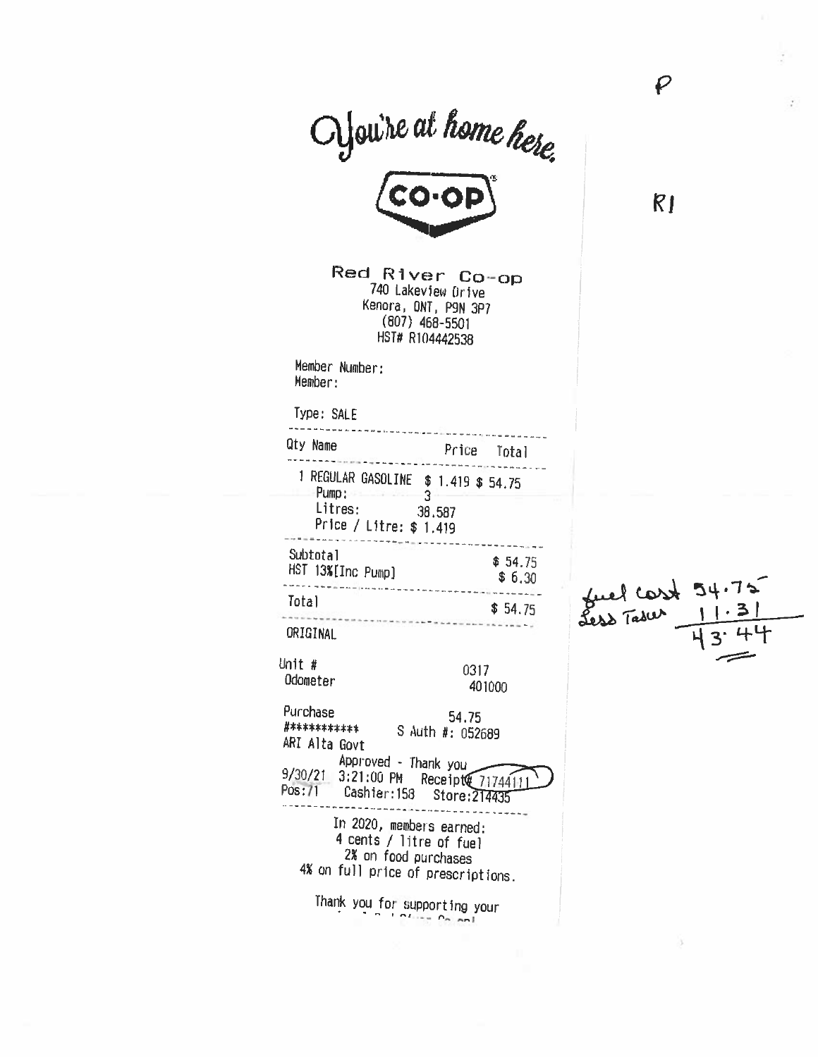P

R1

*You're at home here.*

CO-OP

**Red River Co-op**
740 Lakeview Drive
Kenora, ONT, P9N 3P7
(807) 468-5501
HST# R104442538

Member Number:
Member:

Type: SALE

| Qty Name | Price | Total |
|---|---|---|
| 1 REGULAR GASOLINE | $ 1.419 | $ 54.75 |
| Pump: | 3 | |
| Litres: | 38.587 | |
| Price / Litre: $ 1.419 | | |

| | |
|---|---|
| Subtotal | $ 54.75 |
| HST 13%[Inc Pump] | $ 6.30 |
| Total | $ 54.75 |

ORIGINAL

Unit # 0317
Odometer 401000

Purchase 54.75
########### S Auth #: 052689
ARI Alta Govt
Approved - Thank you
9/30/21 3:21:00 PM Receipt# 71744111
Pos:71 Cashier:158 Store:214435

In 2020, members earned:
4 cents / litre of fuel
2% on food purchases
4% on full price of prescriptions.

Thank you for supporting your

fuel cost 54.75
Less Taxes 11.31
43.44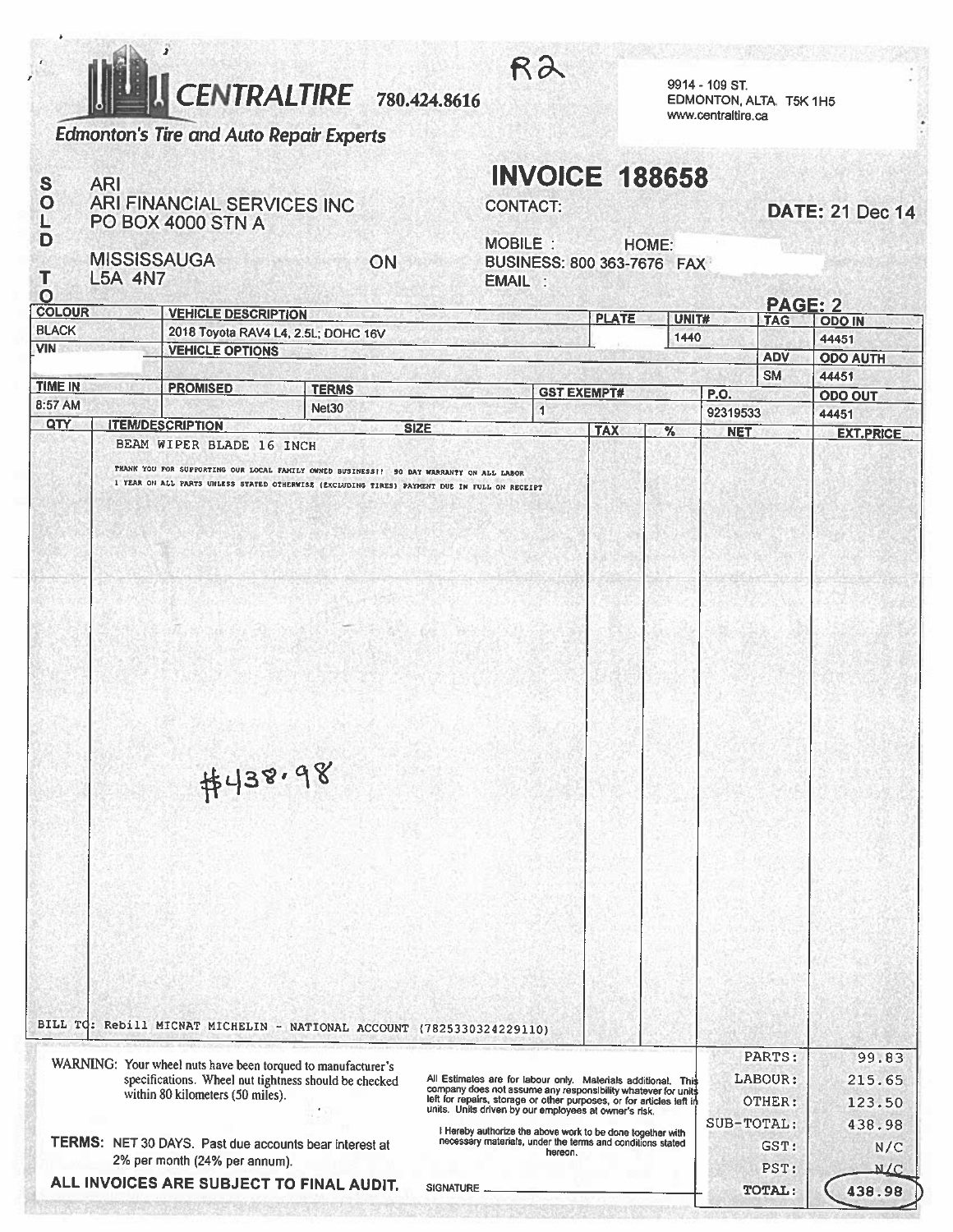# CENTRALTIRE 780.424.8616

*Edmonton's Tire and Auto Repair Experts*

R2

9914 - 109 ST.
EDMONTON, ALTA. T5K 1H5
www.centraltire.ca

## INVOICE 188658

**SOLD TO**
ARI
ARI FINANCIAL SERVICES INC
PO BOX 4000 STN A

MISSISSAUGA ON
L5A 4N7

CONTACT:

MOBILE : HOME:
BUSINESS: 800 363-7676 FAX
EMAIL :

**DATE:** 21 Dec 14

**PAGE:** 2

| COLOUR | VEHICLE DESCRIPTION | PLATE | UNIT# | TAG | ODO IN |
|---|---|---|---|---|---|
| BLACK | 2018 Toyota RAV4 L4, 2.5L; DOHC 16V | | 1440 | | 44451 |

| VIN | VEHICLE OPTIONS | ADV | ODO AUTH |
|---|---|---|---|
| | | SM | 44451 |

| TIME IN | PROMISED | TERMS | GST EXEMPT# | P.O. | ODO OUT |
|---|---|---|---|---|---|
| 8:57 AM | | Net30 | 1 | 92319533 | 44451 |

| QTY | ITEM/DESCRIPTION | SIZE | TAX | % | NET | EXT.PRICE |
|---|---|---|---|---|---|---|
| | BEAM WIPER BLADE 16 INCH | | | | | |

THANK YOU FOR SUPPORTING OUR LOCAL FAMILY OWNED BUSINESS!! 90 DAY WARRANTY ON ALL LABOR
1 YEAR ON ALL PARTS UNLESS STATED OTHERWISE (EXCLUDING TIRES) PAYMENT DUE IN FULL ON RECEIPT

$438.98

BILL TO: Rebill MICNAT MICHELIN - NATIONAL ACCOUNT (7825330324229110)

WARNING: Your wheel nuts have been torqued to manufacturer's specifications. Wheel nut tightness should be checked within 80 kilometers (50 miles).

All Estimates are for labour only. Materials additional. This company does not assume any responsibility whatever for units left for repairs, storage or other purposes, or for articles left in units. Units driven by our employees at owner's risk.

I Hereby authorize the above work to be done together with necessary materials, under the terms and conditions stated hereon.

SIGNATURE ______________________

TERMS: NET 30 DAYS. Past due accounts bear interest at 2% per month (24% per annum).

**ALL INVOICES ARE SUBJECT TO FINAL AUDIT.**

| | |
|---|---|
| PARTS: | 99.83 |
| LABOUR: | 215.65 |
| OTHER: | 123.50 |
| SUB-TOTAL: | 438.98 |
| GST: | N/C |
| PST: | N/C |
| TOTAL: | 438.98 |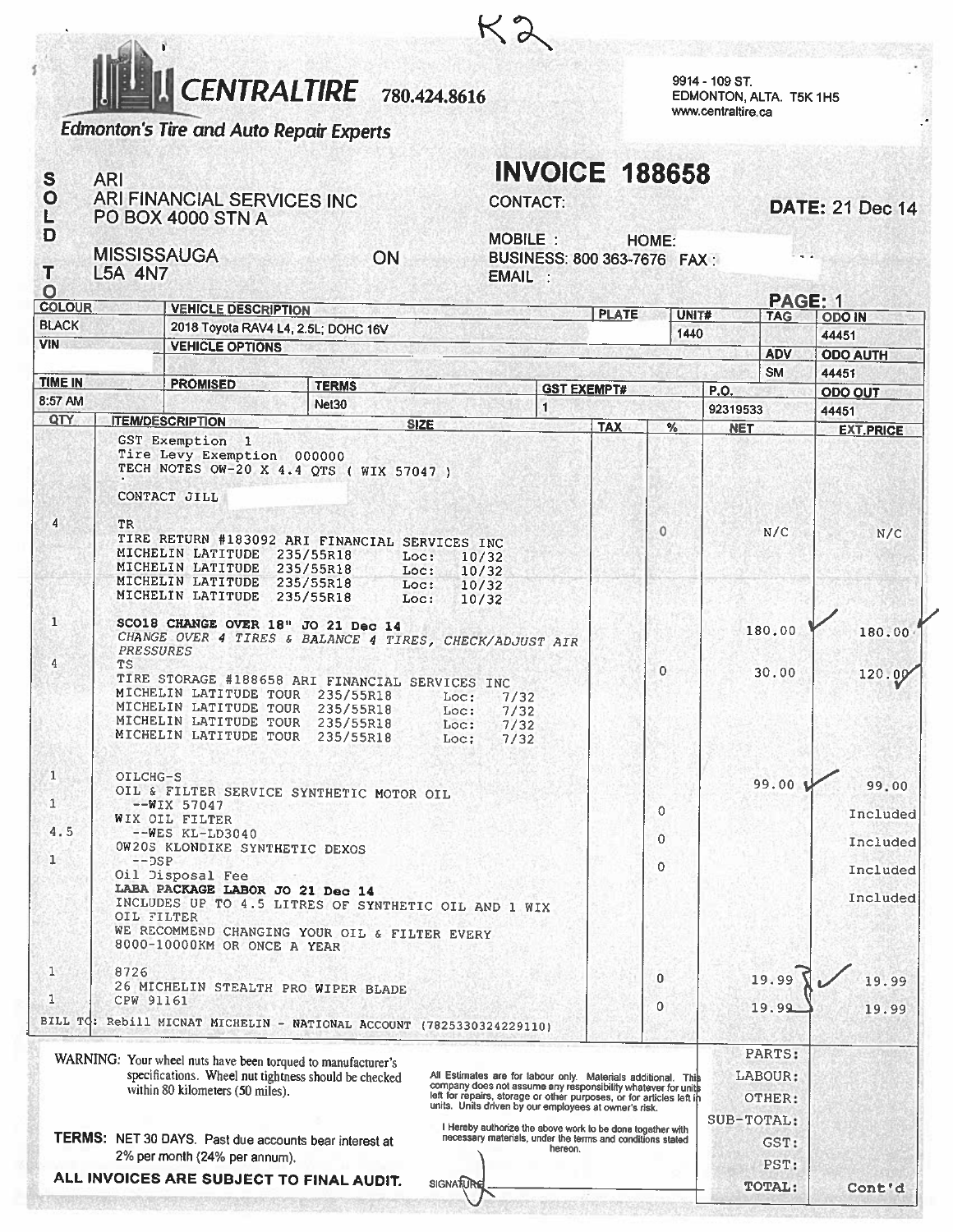K2

# CENTRALTIRE 780.424.8616

*Edmonton's Tire and Auto Repair Experts*

9914 - 109 ST.
EDMONTON, ALTA. T5K 1H5
www.centraltire.ca

## INVOICE 188658

**SOLD TO**
ARI
ARI FINANCIAL SERVICES INC
PO BOX 4000 STN A

MISSISSAUGA ON
L5A 4N7

CONTACT:

**DATE:** 21 Dec 14

MOBILE : HOME:
BUSINESS: 800 363-7676 FAX :
EMAIL :

PAGE: 1

| COLOUR | VEHICLE DESCRIPTION | PLATE | UNIT# | TAG | ODO IN |
|---|---|---|---|---|---|
| BLACK | 2018 Toyota RAV4 L4, 2.5L; DOHC 16V | | 1440 | | 44451 |
| VIN | VEHICLE OPTIONS | | | ADV | ODO AUTH |
| | | | | SM | 44451 |

| TIME IN | PROMISED | TERMS | GST EXEMPT# | P.O. | ODO OUT |
|---|---|---|---|---|---|
| 8:57 AM | | Net30 | 1 | 92319533 | 44451 |

| QTY | ITEM/DESCRIPTION | SIZE | TAX | % | NET | EXT.PRICE |
|---|---|---|---|---|---|---|
| | GST Exemption 1<br>Tire Levy Exemption 000000<br>TECH NOTES 0W-20 X 4.4 QTS ( WIX 57047 )<br><br>CONTACT JILL | | | | | |
| 4 | TR<br>TIRE RETURN #183092 ARI FINANCIAL SERVICES INC<br>MICHELIN LATITUDE 235/55R18 Loc: 10/32<br>MICHELIN LATITUDE 235/55R18 Loc: 10/32<br>MICHELIN LATITUDE 235/55R18 Loc: 10/32<br>MICHELIN LATITUDE 235/55R18 Loc: 10/32 | | | 0 | N/C | N/C |
| 1 | **SCO18 CHANGE OVER 18" JO 21 Dec 14**<br>*CHANGE OVER 4 TIRES & BALANCE 4 TIRES, CHECK/ADJUST AIR PRESSURES* | | | | 180.00 ✓ | 180.00 ✓ |
| 4 | TS<br>TIRE STORAGE #188658 ARI FINANCIAL SERVICES INC<br>MICHELIN LATITUDE TOUR 235/55R18 Loc: 7/32<br>MICHELIN LATITUDE TOUR 235/55R18 Loc: 7/32<br>MICHELIN LATITUDE TOUR 235/55R18 Loc: 7/32<br>MICHELIN LATITUDE TOUR 235/55R18 Loc: 7/32 | | | 0 | 30.00 | 120.00 ✓ |
| 1 | OILCHG-S<br>OIL & FILTER SERVICE SYNTHETIC MOTOR OIL | | | | 99.00 ✓ | 99.00 |
| 1 | --WIX 57047<br>WIX OIL FILTER | | | 0 | | Included |
| 4.5 | --WES KL-LD3040<br>0W20S KLONDIKE SYNTHETIC DEXOS | | | 0 | | Included |
| 1 | --DSP<br>Oil Disposal Fee | | | 0 | | Included |
| | **LABA PACKAGE LABOR JO 21 Dec 14**<br>INCLUDES UP TO 4.5 LITRES OF SYNTHETIC OIL AND 1 WIX OIL FILTER<br>WE RECOMMEND CHANGING YOUR OIL & FILTER EVERY 8000-10000KM OR ONCE A YEAR | | | | | Included |
| 1 | 8726<br>26 MICHELIN STEALTH PRO WIPER BLADE | | | 0 | 19.99 | 19.99 |
| 1 | CPW 91161 | | | 0 | 19.99 ✓ | 19.99 |

BILL TO: Rebill MICNAT MICHELIN - NATIONAL ACCOUNT (7825330324229110)

WARNING: Your wheel nuts have been torqued to manufacturer's specifications. Wheel nut tightness should be checked within 80 kilometers (50 miles).

TERMS: NET 30 DAYS. Past due accounts bear interest at 2% per month (24% per annum).

**ALL INVOICES ARE SUBJECT TO FINAL AUDIT.**

All Estimates are for labour only. Materials additional. This company does not assume any responsibility whatever for units left for repairs, storage or other purposes, or for articles left in units. Units driven by our employees at owner's risk.

I Hereby authorize the above work to be done together with necessary materials, under the terms and conditions stated hereon.

SIGNATURE

| | |
|---|---|
| PARTS: | |
| LABOUR: | |
| OTHER: | |
| SUB-TOTAL: | |
| GST: | |
| PST: | |
| TOTAL: | Cont'd |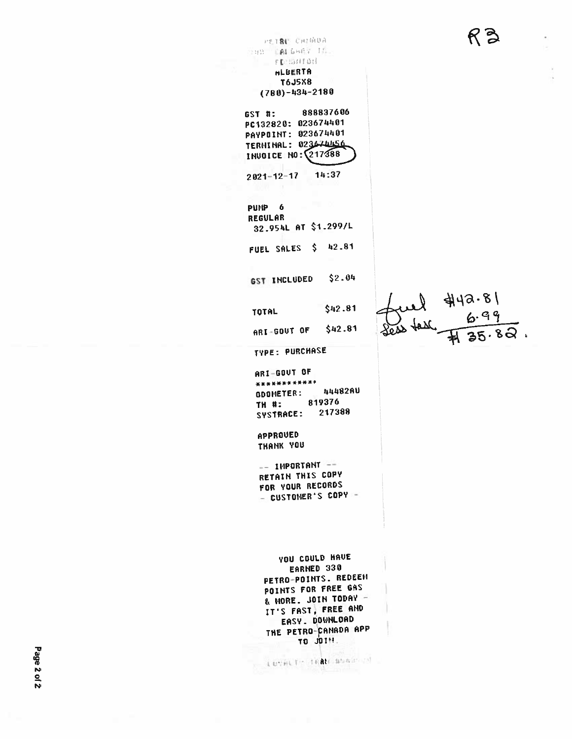R3

PETRO CANADA
CALGARY TR.
EDMONTON
ALBERTA
T6J5X8
(780)-434-2180

GST #: 888837606
PC132820: 023674401
PAYPOINT: 023674401
TERMINAL: 023674456
INVOICE NO: 217388

2021-12-17 14:37

PUMP 6
REGULAR
32.954L AT $1.299/L

FUEL SALES $ 42.81

GST INCLUDED $2.04

TOTAL $42.81

ARI-GOVT OF $42.81

Fuel $42.81
Less tax 6.99
$ 35.82.

TYPE: PURCHASE

ARI-GOVT OF
************
ODOMETER: 44482AU
TN #: 819376
SYSTRACE: 217388

APPROVED
THANK YOU

-- IMPORTANT --
RETAIN THIS COPY
FOR YOUR RECORDS
- CUSTOMER'S COPY -

YOU COULD HAVE
EARNED 330
PETRO-POINTS. REDEEM
POINTS FOR FREE GAS
& MORE. JOIN TODAY -
IT'S FAST, FREE AND
EASY. DOWNLOAD
THE PETRO-CANADA APP
TO JOIN.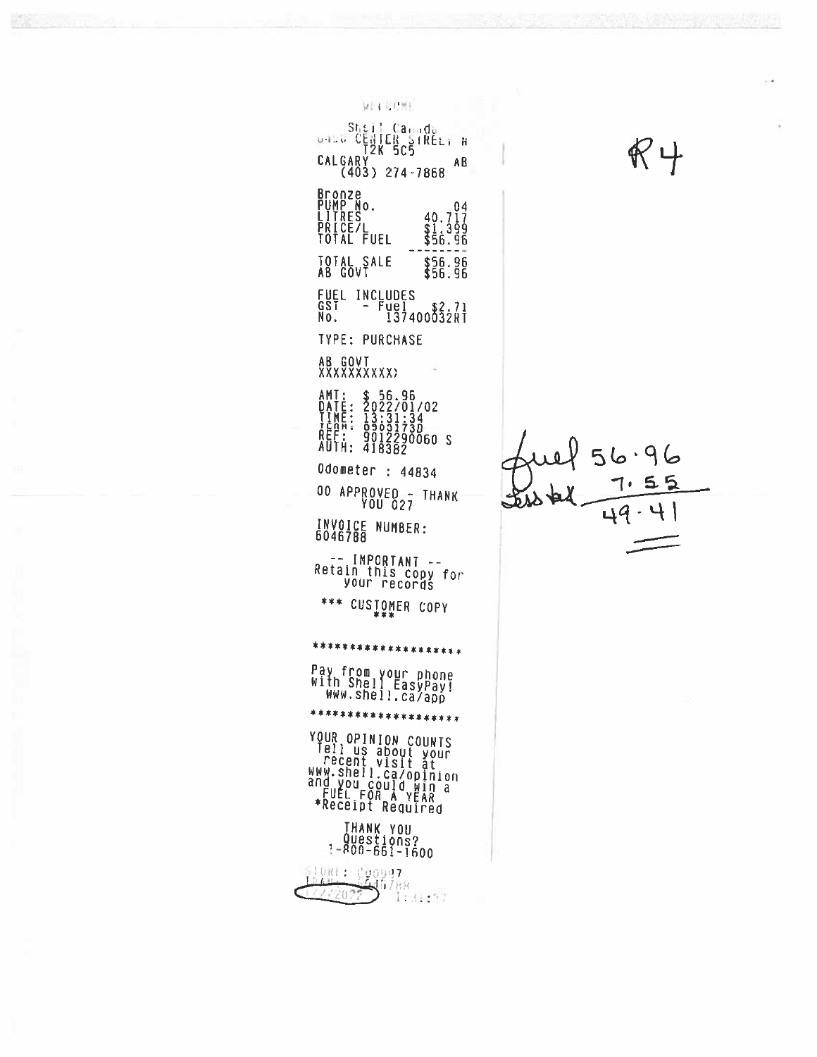WELCOME

Shell Canada
0420 CENTER STREET N
T2K 5C5
CALGARY AB
(403) 274-7868

Bronze

| | |
|---|---|
| PUMP No. | 04 |
| LITRES | 40.717 |
| PRICE/L | $1.399 |
| TOTAL FUEL | $56.96 |

| | |
|---|---|
| TOTAL SALE | $56.96 |
| AB GOVT | $56.96 |

FUEL INCLUDES
GST - Fuel $2.71
No. 137400032RT

TYPE: PURCHASE

AB GOVT
XXXXXXXXXX)

AMT: $ 56.96
DATE: 2022/01/02
TIME: 13:31:34
TERM: 05031730
REF: 9012290060 S
AUTH: 418382

Odometer : 44834

00 APPROVED - THANK YOU 027

INVOICE NUMBER:
6046788

-- IMPORTANT --
Retain this copy for your records

*** CUSTOMER COPY ***

*******************

Pay from your phone with Shell EasyPay!
www.shell.ca/app

*******************

YOUR OPINION COUNTS
Tell us about your recent visit at
www.shell.ca/opinion
and you could win a
FUEL FOR A YEAR
*Receipt Required

THANK YOU
Questions?
1-800-661-1600

STORE: C00097
TRAN: 6046788
1/2/2022 1:31:37

R4

fuel 56.96
Less tax 7.55
49.41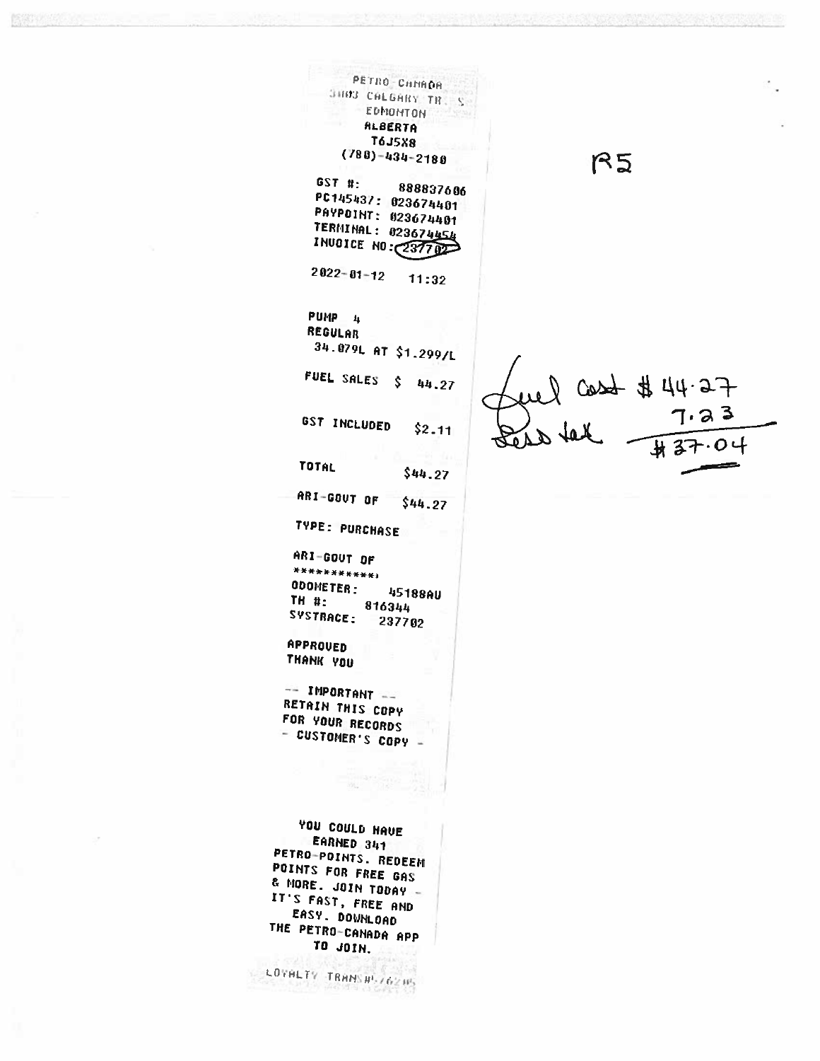PETRO CANADA
3803 CALGARY TR. S
EDMONTON
ALBERTA
T6J5X8
(780)-434-2180

R5

GST #: 888837606
PC145437: 023674401
PAYPOINT: 023674401
TERMINAL: 023674454
INVOICE NO: 237702

2022-01-12 11:32

PUMP 4
REGULAR
34.079L AT $1.299/L

FUEL SALES $ 44.27

GST INCLUDED $2.11

TOTAL $44.27

ARI-GOVT OF $44.27

TYPE: PURCHASE

ARI-GOVT OF
************
ODOMETER: 45188AU
TH #: 816344
SYSTRACE: 237702

APPROVED
THANK YOU

-- IMPORTANT --
RETAIN THIS COPY
FOR YOUR RECORDS
- CUSTOMER'S COPY -

YOU COULD HAVE
EARNED 341
PETRO-POINTS. REDEEM
POINTS FOR FREE GAS
& MORE. JOIN TODAY -
IT'S FAST, FREE AND
EASY. DOWNLOAD
THE PETRO-CANADA APP
TO JOIN.

LOYALTY TRANS#: 76205

Fuel cost $44.27
Less tax 7.23
$37.04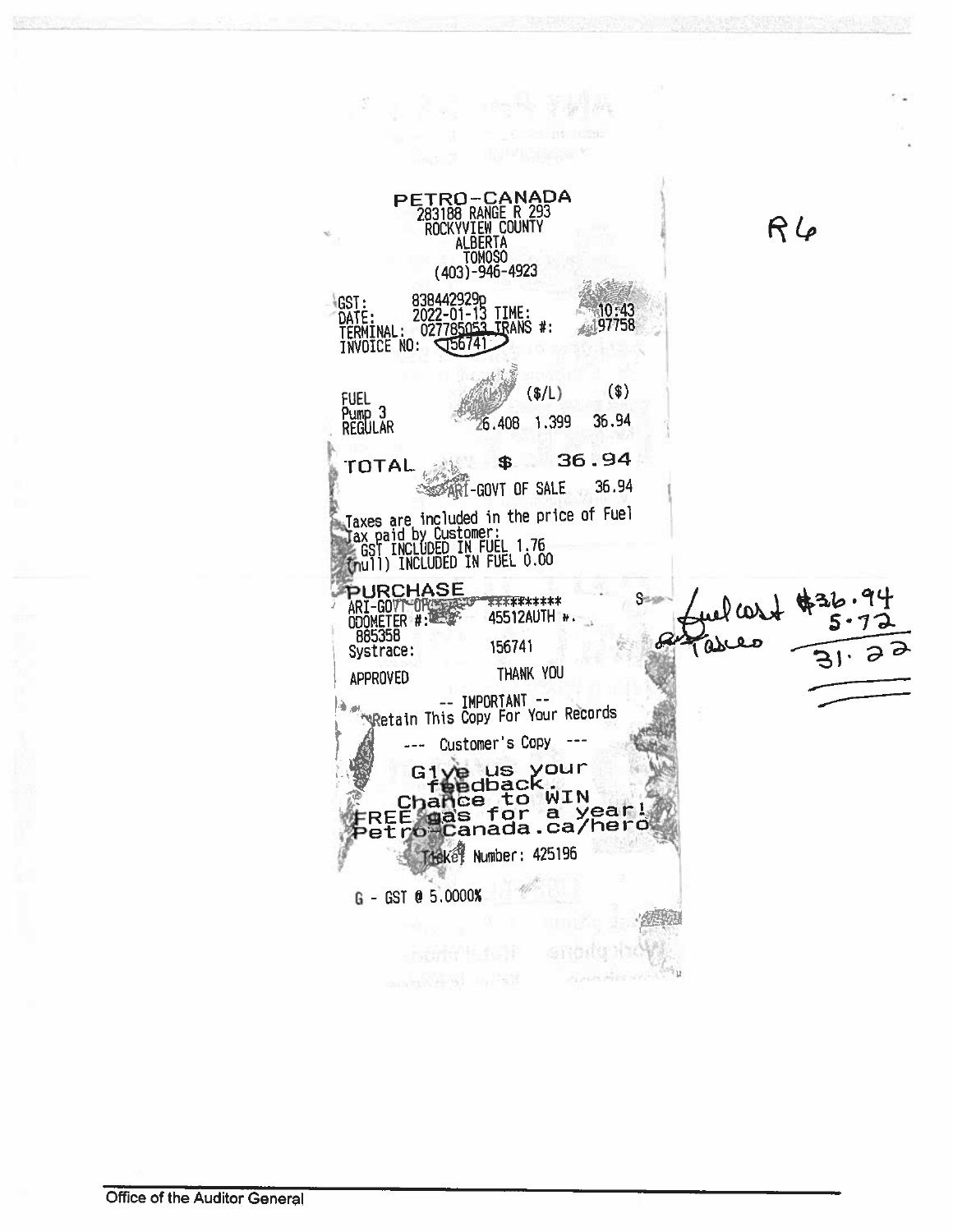R6

**PETRO-CANADA**
283188 RANGE R 293
ROCKYVIEW COUNTY
ALBERTA
TOMOSO
(403)-946-4923

GST: 838442929p
DATE: 2022-01-13 TIME: 10:43
TERMINAL: 027785053 TRANS #: 197758
INVOICE NO: 156741

| FUEL | (L) | ($/L) | ($) |
|---|---|---|---|
| Pump 3 REGULAR | 26.408 | 1.399 | 36.94 |

**TOTAL $ 36.94**

ARI-GOVT OF SALE 36.94

Taxes are included in the price of Fuel
Tax paid by Customer:
GST INCLUDED IN FUEL 1.76
(null) INCLUDED IN FUEL 0.00

**PURCHASE**
ARI-GOVT-OR ********** S
ODOMETER #: 45512AUTH #.
885358
Systrace: 156741
APPROVED THANK YOU

-- IMPORTANT --
Retain This Copy For Your Records

--- Customer's Copy ---

Give us your feedback.
Chance to WIN
FREE gas for a year!
Petro-Canada.ca/hero

Ticket Number: 425196

G - GST @ 5.0000%

Fuel cost $36.94
Taxes 5.72
31.22

Office of the Auditor General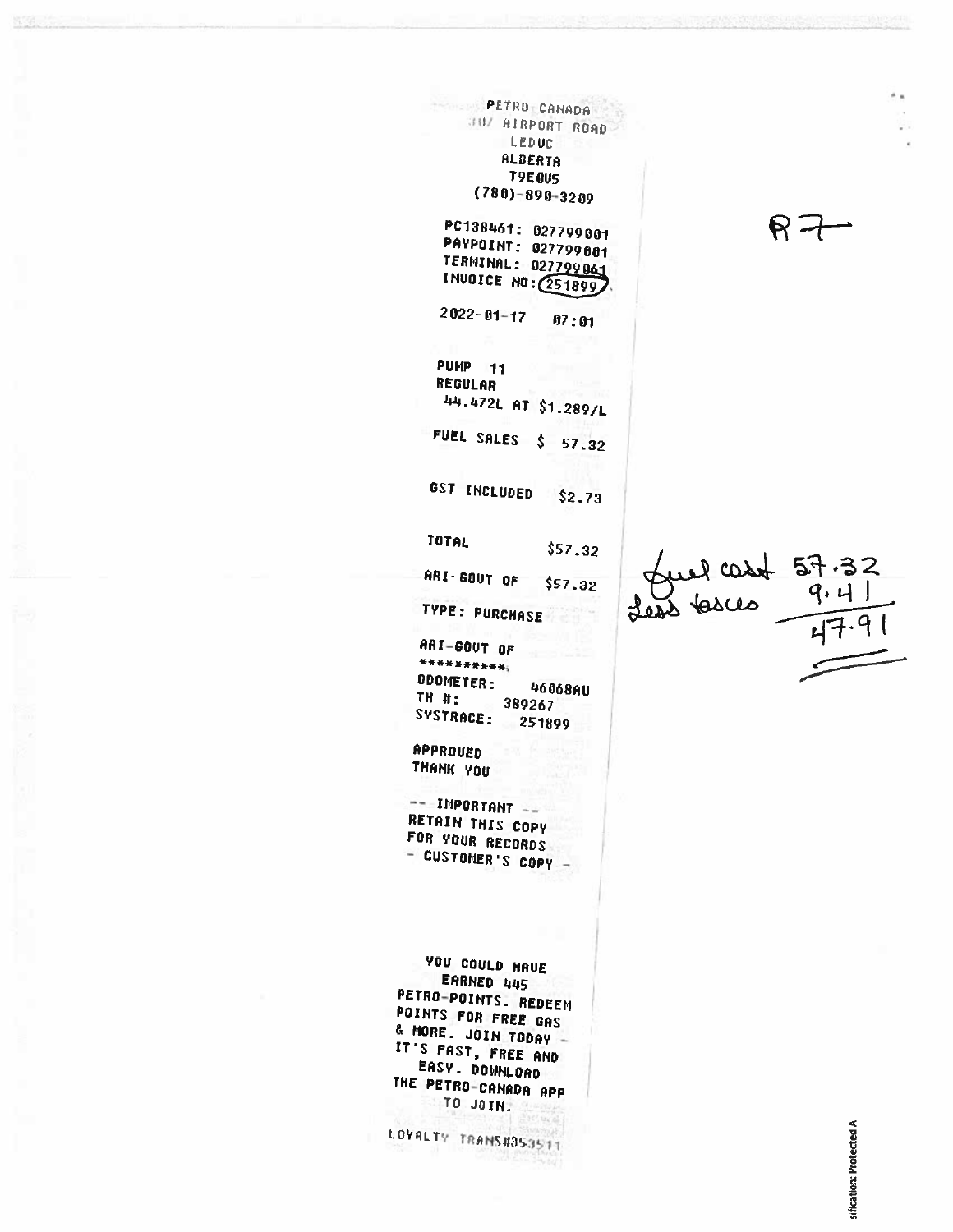PETRO CANADA
?U/ AIRPORT ROAD
LEDUC
ALBERTA
T9E0V5
(780)-890-3209

PC138461: 027799001
PAYPOINT: 027799001
TERMINAL: 027799061
INVOICE NO: 251899

2022-01-17 07:01

PUMP 11
REGULAR
44.472L AT $1.289/L

FUEL SALES $ 57.32

GST INCLUDED $2.73

TOTAL $57.32

ARI-GOVT OF $57.32

TYPE: PURCHASE

ARI-GOVT OF
**********

ODOMETER: 46068AU
TM #: 389267
SYSTRACE: 251899

APPROVED
THANK YOU

-- IMPORTANT --
RETAIN THIS COPY
FOR YOUR RECORDS
- CUSTOMER'S COPY -

YOU COULD HAVE
EARNED 445
PETRO-POINTS. REDEEM
POINTS FOR FREE GAS
& MORE. JOIN TODAY -
IT'S FAST, FREE AND
EASY. DOWNLOAD
THE PETRO-CANADA APP
TO JOIN.

LOYALTY TRANS#353511

R7

| | |
|---|---|
| Fuel cost | 57.32 |
| Less taxes | 9.41 |
| | 47.91 |

Classification: Protected A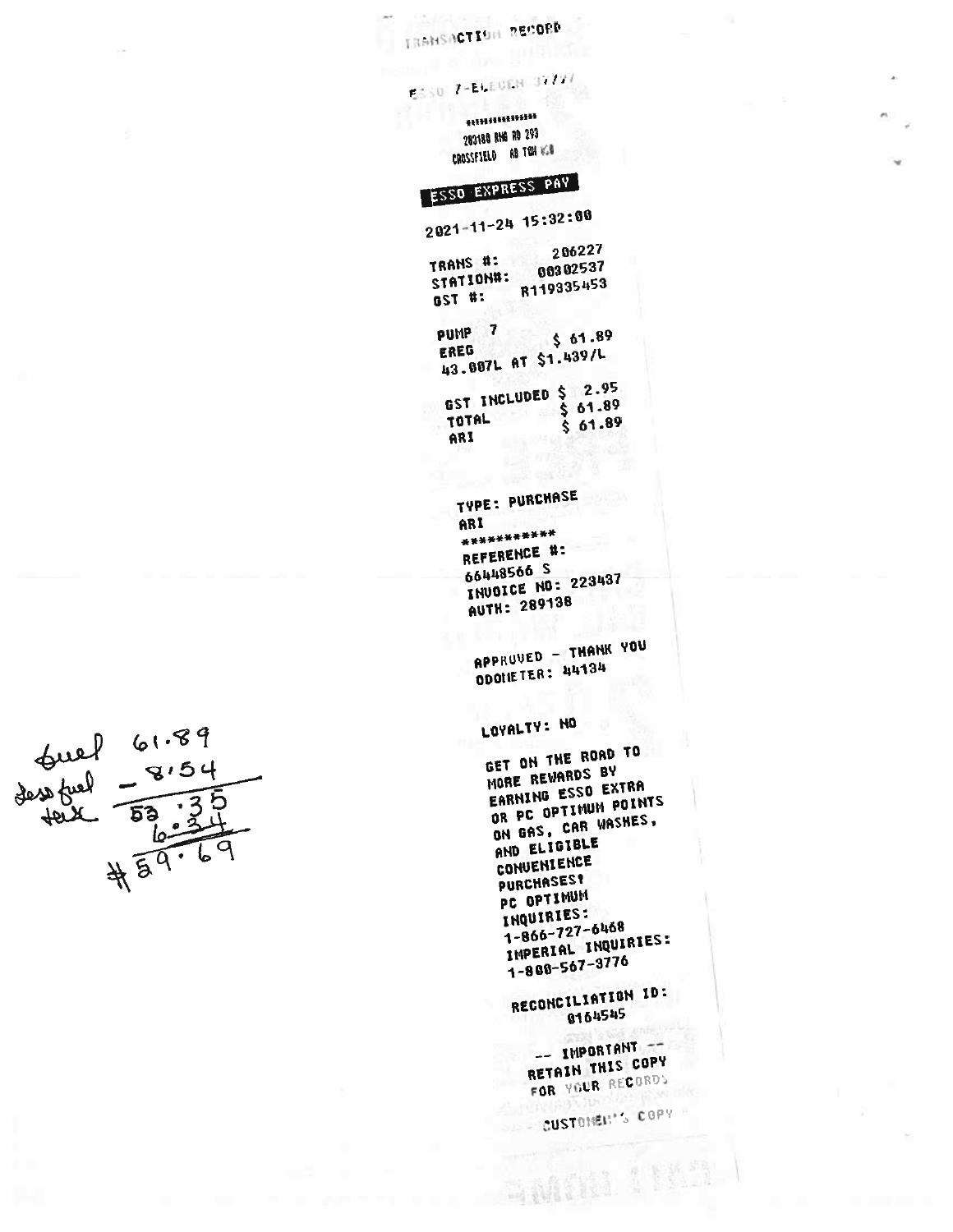TRANSACTION RECORD

ESSO 7-ELEVEN 37777

\*\*\*\*\*\*\*\*\*\*\*\*\*\*\*

283180 RNG RD 293

CROSSFIELD AB T0M 0S0

**ESSO EXPRESS PAY**

2021-11-24 15:32:00

TRANS #: 206227

STATION#: 00302537

GST #: R119335453

PUMP 7 $ 61.89

EREG

43.007L AT $1.439/L

GST INCLUDED $ 2.95

TOTAL $ 61.89

ARI $ 61.89

TYPE: PURCHASE

ARI

\*\*\*\*\*\*\*\*\*\*\*

REFERENCE #:

66448566 S

INVOICE NO: 223437

AUTH: 289138

APPROVED - THANK YOU

ODOMETER: 44134

LOYALTY: NO

GET ON THE ROAD TO MORE REWARDS BY EARNING ESSO EXTRA OR PC OPTIMUM POINTS ON GAS, CAR WASHES, AND ELIGIBLE CONVENIENCE PURCHASES?

PC OPTIMUM INQUIRIES:

1-866-727-6468

IMPERIAL INQUIRIES:

1-800-567-3776

RECONCILIATION ID:

0164545

-- IMPORTANT --

RETAIN THIS COPY FOR YOUR RECORDS

CUSTOMER'S COPY

fuel 61.89

less fuel tax - 8.54

53.35

6.34

$59.69